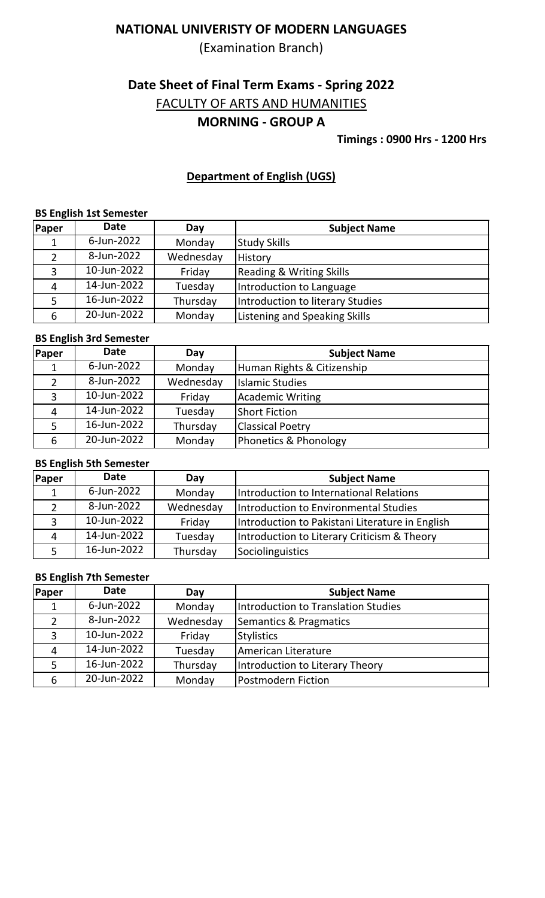# NATIONAL UNIVERISTY OF MODERN LANGUAGES

(Examination Branch)

## Date Sheet of Final Term Exams - Spring 2022

FACULTY OF ARTS AND HUMANITIES

**MORNING - GROUP A**

**Timings : 0900 Hrs - 1200 Hrs**

### Department of English (UGS)

**BS English 1st Semester**

| Paper | Date | Day | Subject Name |
|---|---|---|---|
| 1 | 6-Jun-2022 | Monday | Study Skills |
| 2 | 8-Jun-2022 | Wednesday | History |
| 3 | 10-Jun-2022 | Friday | Reading & Writing Skills |
| 4 | 14-Jun-2022 | Tuesday | Introduction to Language |
| 5 | 16-Jun-2022 | Thursday | Introduction to literary Studies |
| 6 | 20-Jun-2022 | Monday | Listening and Speaking Skills |

**BS English 3rd Semester**

| Paper | Date | Day | Subject Name |
|---|---|---|---|
| 1 | 6-Jun-2022 | Monday | Human Rights & Citizenship |
| 2 | 8-Jun-2022 | Wednesday | Islamic Studies |
| 3 | 10-Jun-2022 | Friday | Academic Writing |
| 4 | 14-Jun-2022 | Tuesday | Short Fiction |
| 5 | 16-Jun-2022 | Thursday | Classical Poetry |
| 6 | 20-Jun-2022 | Monday | Phonetics & Phonology |

**BS English 5th Semester**

| Paper | Date | Day | Subject Name |
|---|---|---|---|
| 1 | 6-Jun-2022 | Monday | Introduction to International Relations |
| 2 | 8-Jun-2022 | Wednesday | Introduction to Environmental Studies |
| 3 | 10-Jun-2022 | Friday | Introduction to Pakistani Literature in English |
| 4 | 14-Jun-2022 | Tuesday | Introduction to Literary Criticism & Theory |
| 5 | 16-Jun-2022 | Thursday | Sociolinguistics |

**BS English 7th Semester**

| Paper | Date | Day | Subject Name |
|---|---|---|---|
| 1 | 6-Jun-2022 | Monday | Introduction to Translation Studies |
| 2 | 8-Jun-2022 | Wednesday | Semantics & Pragmatics |
| 3 | 10-Jun-2022 | Friday | Stylistics |
| 4 | 14-Jun-2022 | Tuesday | American Literature |
| 5 | 16-Jun-2022 | Thursday | Introduction to Literary Theory |
| 6 | 20-Jun-2022 | Monday | Postmodern Fiction |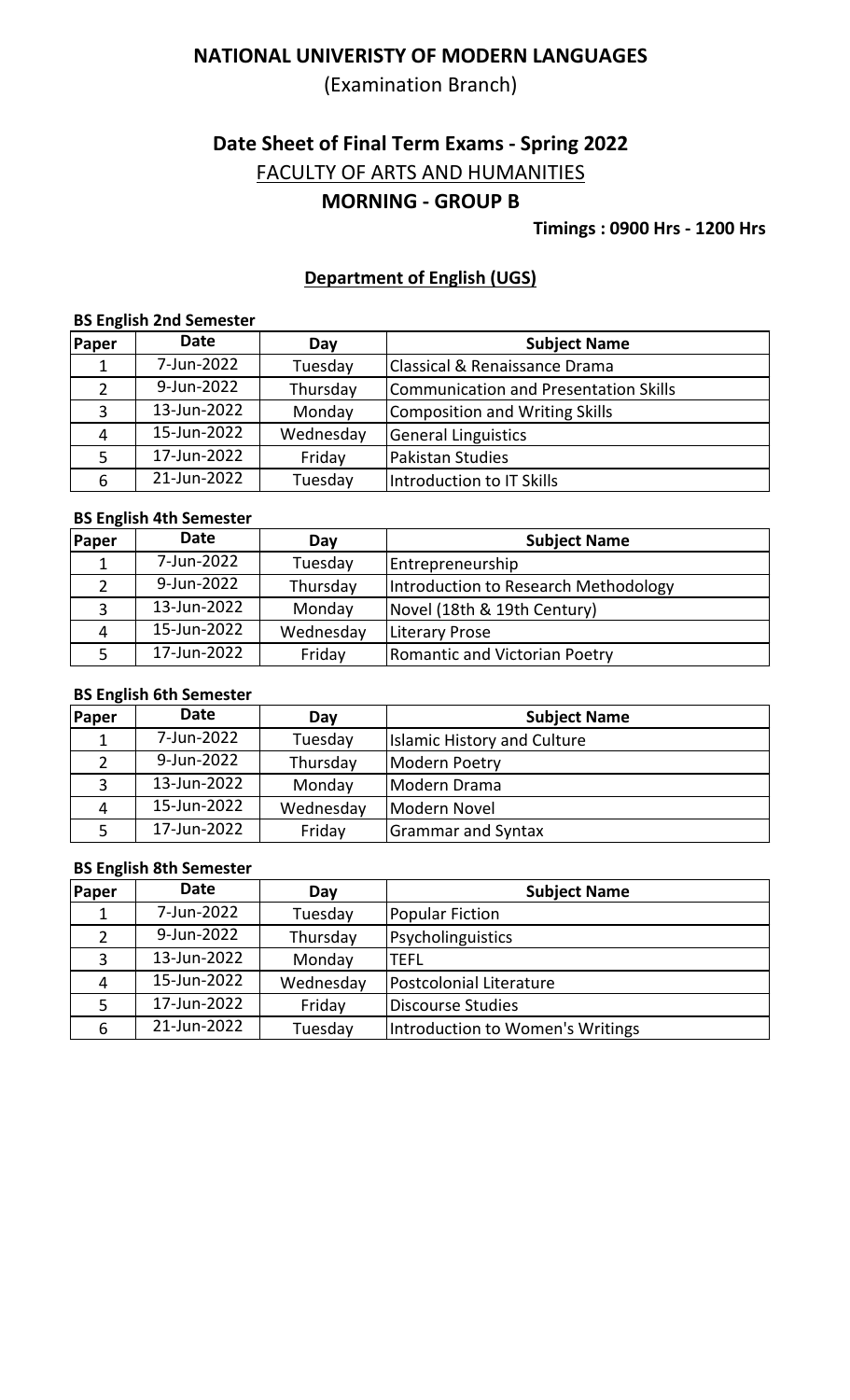# NATIONAL UNIVERISTY OF MODERN LANGUAGES

(Examination Branch)

## Date Sheet of Final Term Exams - Spring 2022

FACULTY OF ARTS AND HUMANITIES

**MORNING - GROUP B**

**Timings : 0900 Hrs - 1200 Hrs**

### Department of English (UGS)

**BS English 2nd Semester**

| Paper | Date | Day | Subject Name |
|---|---|---|---|
| 1 | 7-Jun-2022 | Tuesday | Classical & Renaissance Drama |
| 2 | 9-Jun-2022 | Thursday | Communication and Presentation Skills |
| 3 | 13-Jun-2022 | Monday | Composition and Writing Skills |
| 4 | 15-Jun-2022 | Wednesday | General Linguistics |
| 5 | 17-Jun-2022 | Friday | Pakistan Studies |
| 6 | 21-Jun-2022 | Tuesday | Introduction to IT Skills |

**BS English 4th Semester**

| Paper | Date | Day | Subject Name |
|---|---|---|---|
| 1 | 7-Jun-2022 | Tuesday | Entrepreneurship |
| 2 | 9-Jun-2022 | Thursday | Introduction to Research Methodology |
| 3 | 13-Jun-2022 | Monday | Novel (18th & 19th Century) |
| 4 | 15-Jun-2022 | Wednesday | Literary Prose |
| 5 | 17-Jun-2022 | Friday | Romantic and Victorian Poetry |

**BS English 6th Semester**

| Paper | Date | Day | Subject Name |
|---|---|---|---|
| 1 | 7-Jun-2022 | Tuesday | Islamic History and Culture |
| 2 | 9-Jun-2022 | Thursday | Modern Poetry |
| 3 | 13-Jun-2022 | Monday | Modern Drama |
| 4 | 15-Jun-2022 | Wednesday | Modern Novel |
| 5 | 17-Jun-2022 | Friday | Grammar and Syntax |

**BS English 8th Semester**

| Paper | Date | Day | Subject Name |
|---|---|---|---|
| 1 | 7-Jun-2022 | Tuesday | Popular Fiction |
| 2 | 9-Jun-2022 | Thursday | Psycholinguistics |
| 3 | 13-Jun-2022 | Monday | TEFL |
| 4 | 15-Jun-2022 | Wednesday | Postcolonial Literature |
| 5 | 17-Jun-2022 | Friday | Discourse Studies |
| 6 | 21-Jun-2022 | Tuesday | Introduction to Women's Writings |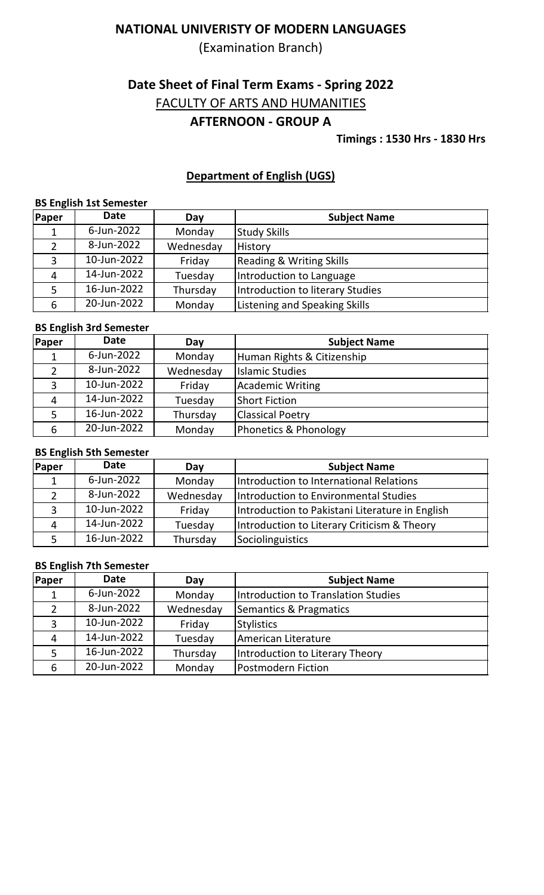# NATIONAL UNIVERISTY OF MODERN LANGUAGES

(Examination Branch)

## Date Sheet of Final Term Exams - Spring 2022

FACULTY OF ARTS AND HUMANITIES

**AFTERNOON - GROUP A**

**Timings : 1530 Hrs - 1830 Hrs**

### Department of English (UGS)

**BS English 1st Semester**

| Paper | Date | Day | Subject Name |
|---|---|---|---|
| 1 | 6-Jun-2022 | Monday | Study Skills |
| 2 | 8-Jun-2022 | Wednesday | History |
| 3 | 10-Jun-2022 | Friday | Reading & Writing Skills |
| 4 | 14-Jun-2022 | Tuesday | Introduction to Language |
| 5 | 16-Jun-2022 | Thursday | Introduction to literary Studies |
| 6 | 20-Jun-2022 | Monday | Listening and Speaking Skills |

**BS English 3rd Semester**

| Paper | Date | Day | Subject Name |
|---|---|---|---|
| 1 | 6-Jun-2022 | Monday | Human Rights & Citizenship |
| 2 | 8-Jun-2022 | Wednesday | Islamic Studies |
| 3 | 10-Jun-2022 | Friday | Academic Writing |
| 4 | 14-Jun-2022 | Tuesday | Short Fiction |
| 5 | 16-Jun-2022 | Thursday | Classical Poetry |
| 6 | 20-Jun-2022 | Monday | Phonetics & Phonology |

**BS English 5th Semester**

| Paper | Date | Day | Subject Name |
|---|---|---|---|
| 1 | 6-Jun-2022 | Monday | Introduction to International Relations |
| 2 | 8-Jun-2022 | Wednesday | Introduction to Environmental Studies |
| 3 | 10-Jun-2022 | Friday | Introduction to Pakistani Literature in English |
| 4 | 14-Jun-2022 | Tuesday | Introduction to Literary Criticism & Theory |
| 5 | 16-Jun-2022 | Thursday | Sociolinguistics |

**BS English 7th Semester**

| Paper | Date | Day | Subject Name |
|---|---|---|---|
| 1 | 6-Jun-2022 | Monday | Introduction to Translation Studies |
| 2 | 8-Jun-2022 | Wednesday | Semantics & Pragmatics |
| 3 | 10-Jun-2022 | Friday | Stylistics |
| 4 | 14-Jun-2022 | Tuesday | American Literature |
| 5 | 16-Jun-2022 | Thursday | Introduction to Literary Theory |
| 6 | 20-Jun-2022 | Monday | Postmodern Fiction |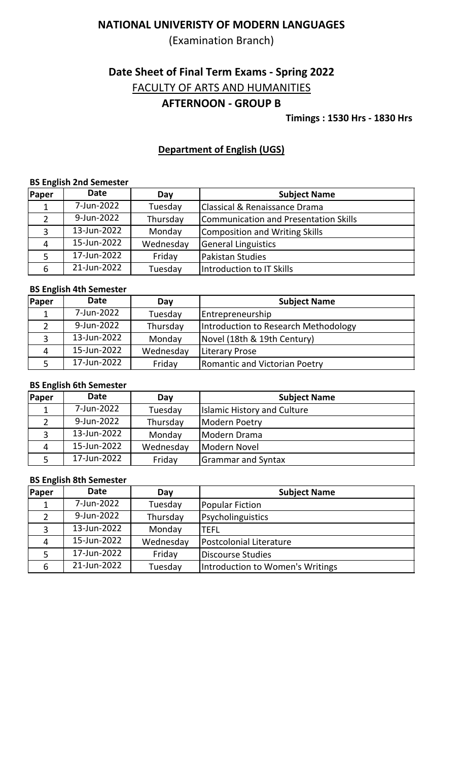# NATIONAL UNIVERISTY OF MODERN LANGUAGES

(Examination Branch)

## Date Sheet of Final Term Exams - Spring 2022

FACULTY OF ARTS AND HUMANITIES

**AFTERNOON - GROUP B**

**Timings : 1530 Hrs - 1830 Hrs**

### Department of English (UGS)

**BS English 2nd Semester**

| Paper | Date | Day | Subject Name |
|---|---|---|---|
| 1 | 7-Jun-2022 | Tuesday | Classical & Renaissance Drama |
| 2 | 9-Jun-2022 | Thursday | Communication and Presentation Skills |
| 3 | 13-Jun-2022 | Monday | Composition and Writing Skills |
| 4 | 15-Jun-2022 | Wednesday | General Linguistics |
| 5 | 17-Jun-2022 | Friday | Pakistan Studies |
| 6 | 21-Jun-2022 | Tuesday | Introduction to IT Skills |

**BS English 4th Semester**

| Paper | Date | Day | Subject Name |
|---|---|---|---|
| 1 | 7-Jun-2022 | Tuesday | Entrepreneurship |
| 2 | 9-Jun-2022 | Thursday | Introduction to Research Methodology |
| 3 | 13-Jun-2022 | Monday | Novel (18th & 19th Century) |
| 4 | 15-Jun-2022 | Wednesday | Literary Prose |
| 5 | 17-Jun-2022 | Friday | Romantic and Victorian Poetry |

**BS English 6th Semester**

| Paper | Date | Day | Subject Name |
|---|---|---|---|
| 1 | 7-Jun-2022 | Tuesday | Islamic History and Culture |
| 2 | 9-Jun-2022 | Thursday | Modern Poetry |
| 3 | 13-Jun-2022 | Monday | Modern Drama |
| 4 | 15-Jun-2022 | Wednesday | Modern Novel |
| 5 | 17-Jun-2022 | Friday | Grammar and Syntax |

**BS English 8th Semester**

| Paper | Date | Day | Subject Name |
|---|---|---|---|
| 1 | 7-Jun-2022 | Tuesday | Popular Fiction |
| 2 | 9-Jun-2022 | Thursday | Psycholinguistics |
| 3 | 13-Jun-2022 | Monday | TEFL |
| 4 | 15-Jun-2022 | Wednesday | Postcolonial Literature |
| 5 | 17-Jun-2022 | Friday | Discourse Studies |
| 6 | 21-Jun-2022 | Tuesday | Introduction to Women's Writings |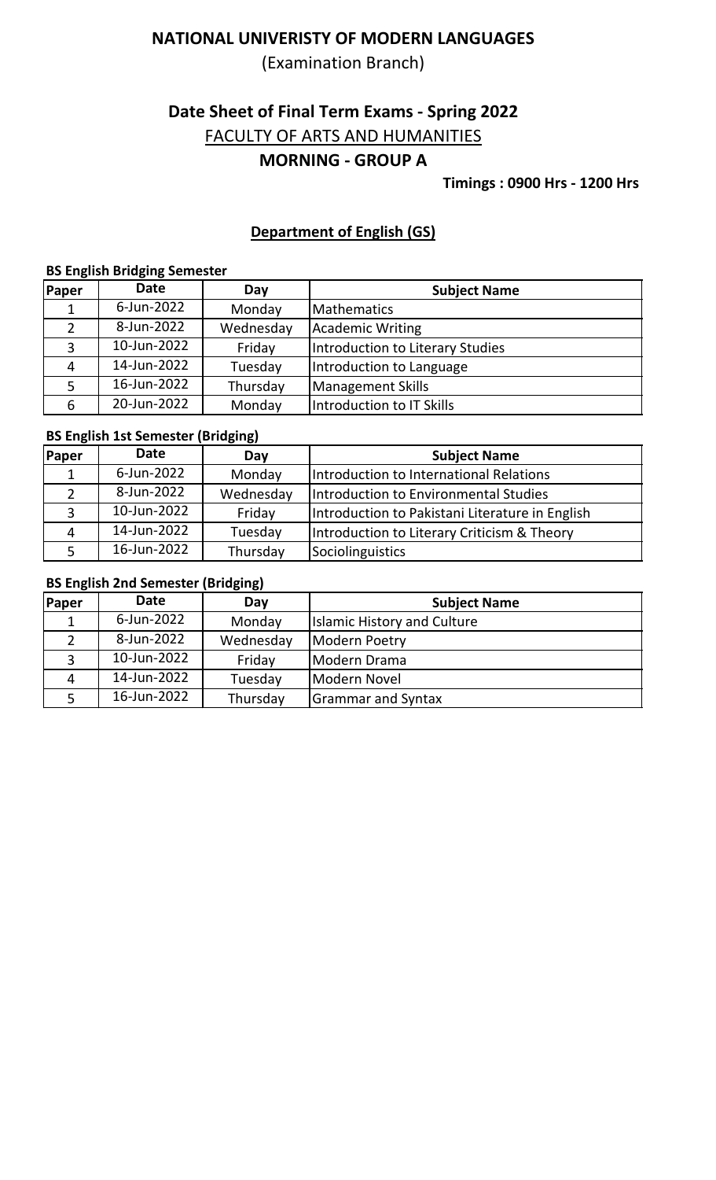# NATIONAL UNIVERISTY OF MODERN LANGUAGES

(Examination Branch)

## Date Sheet of Final Term Exams - Spring 2022

FACULTY OF ARTS AND HUMANITIES

**MORNING - GROUP A**

**Timings : 0900 Hrs - 1200 Hrs**

### Department of English (GS)

**BS English Bridging Semester**

| Paper | Date | Day | Subject Name |
|---|---|---|---|
| 1 | 6-Jun-2022 | Monday | Mathematics |
| 2 | 8-Jun-2022 | Wednesday | Academic Writing |
| 3 | 10-Jun-2022 | Friday | Introduction to Literary Studies |
| 4 | 14-Jun-2022 | Tuesday | Introduction to Language |
| 5 | 16-Jun-2022 | Thursday | Management Skills |
| 6 | 20-Jun-2022 | Monday | Introduction to IT Skills |

**BS English 1st Semester (Bridging)**

| Paper | Date | Day | Subject Name |
|---|---|---|---|
| 1 | 6-Jun-2022 | Monday | Introduction to International Relations |
| 2 | 8-Jun-2022 | Wednesday | Introduction to Environmental Studies |
| 3 | 10-Jun-2022 | Friday | Introduction to Pakistani Literature in English |
| 4 | 14-Jun-2022 | Tuesday | Introduction to Literary Criticism & Theory |
| 5 | 16-Jun-2022 | Thursday | Sociolinguistics |

**BS English 2nd Semester (Bridging)**

| Paper | Date | Day | Subject Name |
|---|---|---|---|
| 1 | 6-Jun-2022 | Monday | Islamic History and Culture |
| 2 | 8-Jun-2022 | Wednesday | Modern Poetry |
| 3 | 10-Jun-2022 | Friday | Modern Drama |
| 4 | 14-Jun-2022 | Tuesday | Modern Novel |
| 5 | 16-Jun-2022 | Thursday | Grammar and Syntax |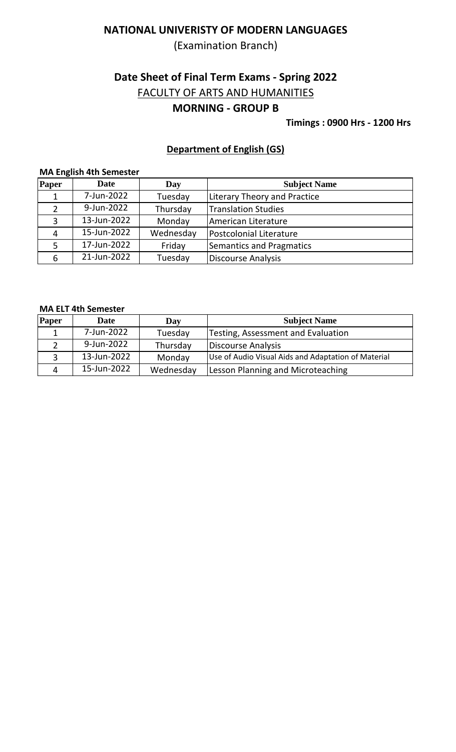# NATIONAL UNIVERISTY OF MODERN LANGUAGES

(Examination Branch)

## Date Sheet of Final Term Exams - Spring 2022

FACULTY OF ARTS AND HUMANITIES

**MORNING - GROUP B**

**Timings : 0900 Hrs - 1200 Hrs**

### Department of English (GS)

**MA English 4th Semester**

| Paper | Date | Day | Subject Name |
|---|---|---|---|
| 1 | 7-Jun-2022 | Tuesday | Literary Theory and Practice |
| 2 | 9-Jun-2022 | Thursday | Translation Studies |
| 3 | 13-Jun-2022 | Monday | American Literature |
| 4 | 15-Jun-2022 | Wednesday | Postcolonial Literature |
| 5 | 17-Jun-2022 | Friday | Semantics and Pragmatics |
| 6 | 21-Jun-2022 | Tuesday | Discourse Analysis |

**MA ELT 4th Semester**

| Paper | Date | Day | Subject Name |
|---|---|---|---|
| 1 | 7-Jun-2022 | Tuesday | Testing, Assessment and Evaluation |
| 2 | 9-Jun-2022 | Thursday | Discourse Analysis |
| 3 | 13-Jun-2022 | Monday | Use of Audio Visual Aids and Adaptation of Material |
| 4 | 15-Jun-2022 | Wednesday | Lesson Planning and Microteaching |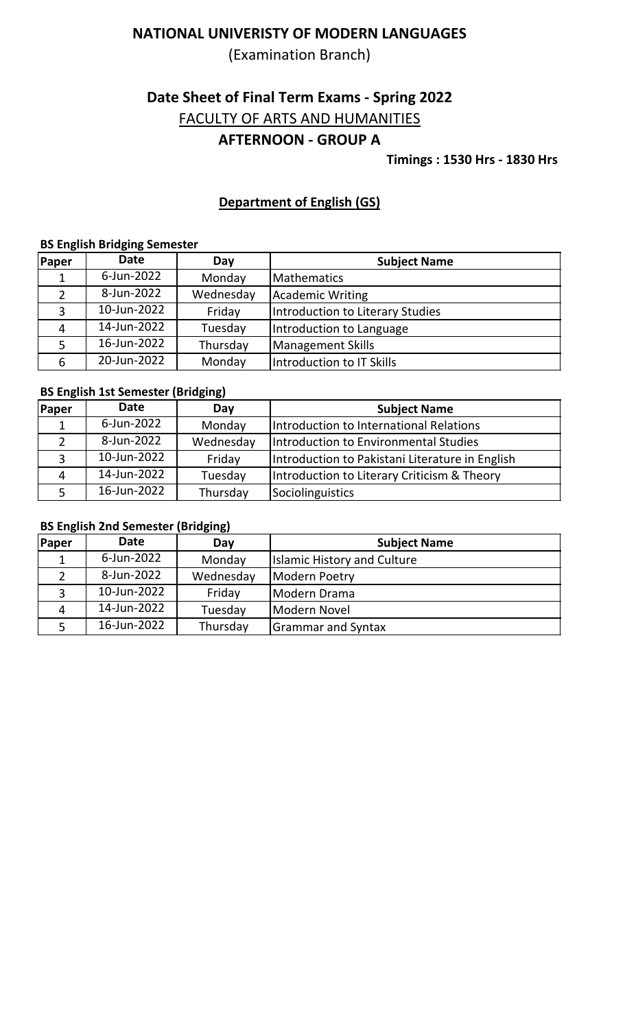# NATIONAL UNIVERISTY OF MODERN LANGUAGES

(Examination Branch)

## Date Sheet of Final Term Exams - Spring 2022

FACULTY OF ARTS AND HUMANITIES

### AFTERNOON - GROUP A

**Timings : 1530 Hrs - 1830 Hrs**

### Department of English (GS)

**BS English Bridging Semester**

| Paper | Date | Day | Subject Name |
|---|---|---|---|
| 1 | 6-Jun-2022 | Monday | Mathematics |
| 2 | 8-Jun-2022 | Wednesday | Academic Writing |
| 3 | 10-Jun-2022 | Friday | Introduction to Literary Studies |
| 4 | 14-Jun-2022 | Tuesday | Introduction to Language |
| 5 | 16-Jun-2022 | Thursday | Management Skills |
| 6 | 20-Jun-2022 | Monday | Introduction to IT Skills |

**BS English 1st Semester (Bridging)**

| Paper | Date | Day | Subject Name |
|---|---|---|---|
| 1 | 6-Jun-2022 | Monday | Introduction to International Relations |
| 2 | 8-Jun-2022 | Wednesday | Introduction to Environmental Studies |
| 3 | 10-Jun-2022 | Friday | Introduction to Pakistani Literature in English |
| 4 | 14-Jun-2022 | Tuesday | Introduction to Literary Criticism & Theory |
| 5 | 16-Jun-2022 | Thursday | Sociolinguistics |

**BS English 2nd Semester (Bridging)**

| Paper | Date | Day | Subject Name |
|---|---|---|---|
| 1 | 6-Jun-2022 | Monday | Islamic History and Culture |
| 2 | 8-Jun-2022 | Wednesday | Modern Poetry |
| 3 | 10-Jun-2022 | Friday | Modern Drama |
| 4 | 14-Jun-2022 | Tuesday | Modern Novel |
| 5 | 16-Jun-2022 | Thursday | Grammar and Syntax |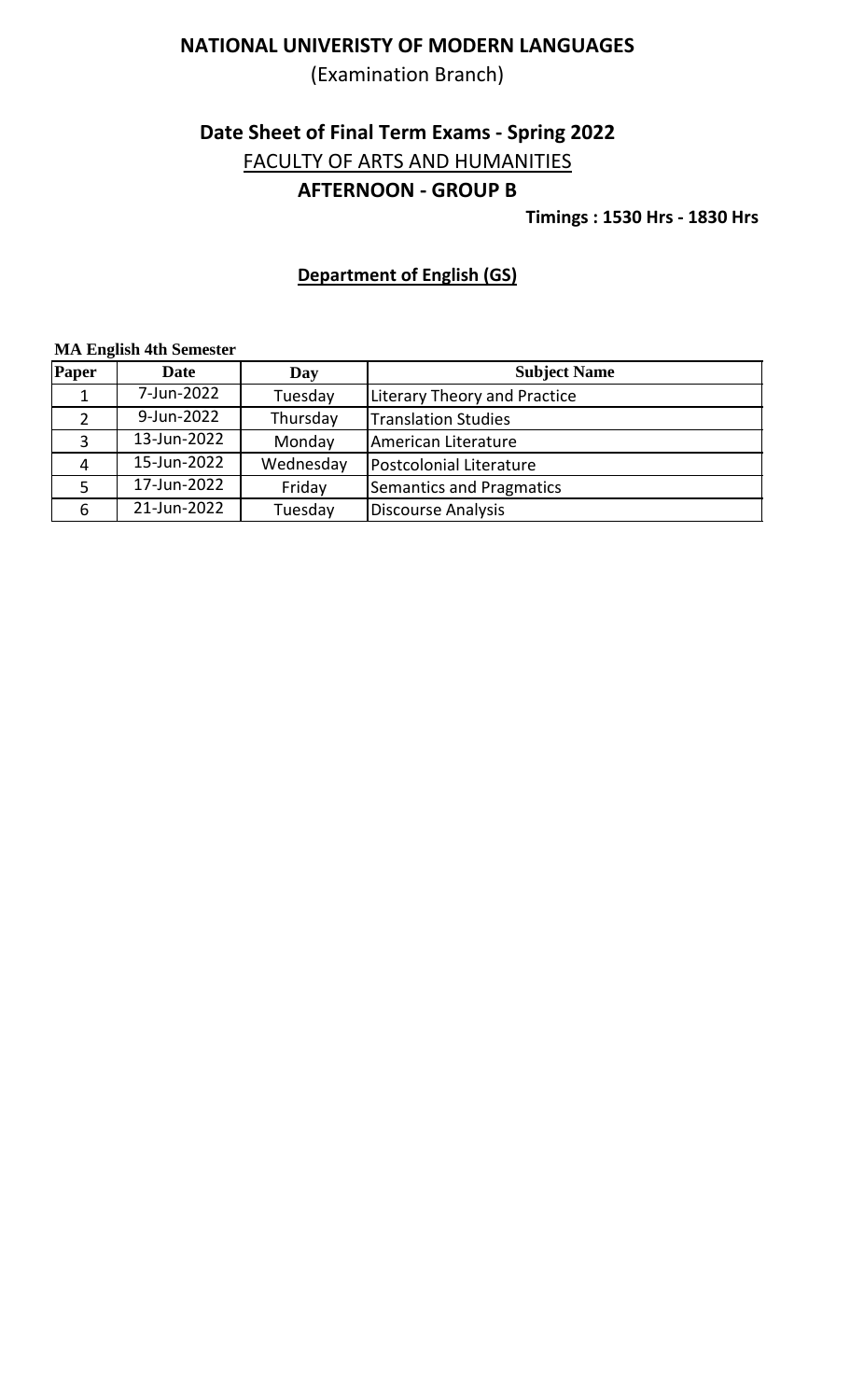# NATIONAL UNIVERISTY OF MODERN LANGUAGES

(Examination Branch)

## Date Sheet of Final Term Exams - Spring 2022

FACULTY OF ARTS AND HUMANITIES

**AFTERNOON - GROUP B**

**Timings : 1530 Hrs - 1830 Hrs**

### Department of English (GS)

**MA English 4th Semester**

| Paper | Date | Day | Subject Name |
|---|---|---|---|
| 1 | 7-Jun-2022 | Tuesday | Literary Theory and Practice |
| 2 | 9-Jun-2022 | Thursday | Translation Studies |
| 3 | 13-Jun-2022 | Monday | American Literature |
| 4 | 15-Jun-2022 | Wednesday | Postcolonial Literature |
| 5 | 17-Jun-2022 | Friday | Semantics and Pragmatics |
| 6 | 21-Jun-2022 | Tuesday | Discourse Analysis |